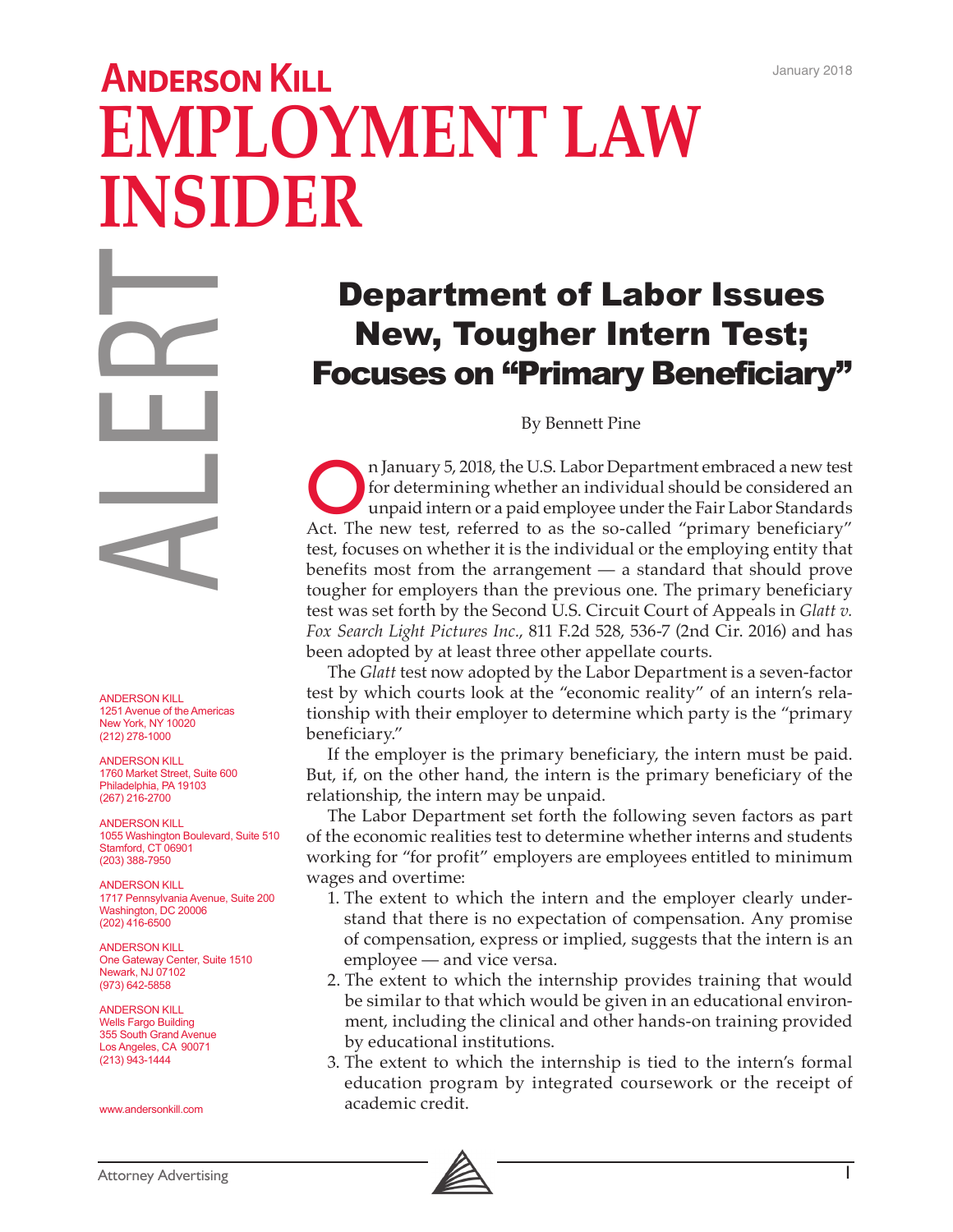January 2018

# Anderson Kill Employment Law Insider

ALERT

ANDERSON KILL
1251 Avenue of the Americas
New York, NY 10020
(212) 278-1000

ANDERSON KILL
1760 Market Street, Suite 600
Philadelphia, PA 19103
(267) 216-2700

ANDERSON KILL
1055 Washington Boulevard, Suite 510
Stamford, CT 06901
(203) 388-7950

ANDERSON KILL
1717 Pennsylvania Avenue, Suite 200
Washington, DC 20006
(202) 416-6500

ANDERSON KILL
One Gateway Center, Suite 1510
Newark, NJ 07102
(973) 642-5858

ANDERSON KILL
Wells Fargo Building
355 South Grand Avenue
Los Angeles, CA 90071
(213) 943-1444

www.andersonkill.com

## Department of Labor Issues New, Tougher Intern Test; Focuses on "Primary Beneficiary"

By Bennett Pine

On January 5, 2018, the U.S. Labor Department embraced a new test for determining whether an individual should be considered an unpaid intern or a paid employee under the Fair Labor Standards Act. The new test, referred to as the so-called "primary beneficiary" test, focuses on whether it is the individual or the employing entity that benefits most from the arrangement — a standard that should prove tougher for employers than the previous one. The primary beneficiary test was set forth by the Second U.S. Circuit Court of Appeals in *Glatt v. Fox Search Light Pictures Inc.*, 811 F.2d 528, 536-7 (2nd Cir. 2016) and has been adopted by at least three other appellate courts.

The *Glatt* test now adopted by the Labor Department is a seven-factor test by which courts look at the "economic reality" of an intern's relationship with their employer to determine which party is the "primary beneficiary."

If the employer is the primary beneficiary, the intern must be paid. But, if, on the other hand, the intern is the primary beneficiary of the relationship, the intern may be unpaid.

The Labor Department set forth the following seven factors as part of the economic realities test to determine whether interns and students working for "for profit" employers are employees entitled to minimum wages and overtime:

1. The extent to which the intern and the employer clearly understand that there is no expectation of compensation. Any promise of compensation, express or implied, suggests that the intern is an employee — and vice versa.
2. The extent to which the internship provides training that would be similar to that which would be given in an educational environment, including the clinical and other hands-on training provided by educational institutions.
3. The extent to which the internship is tied to the intern's formal education program by integrated coursework or the receipt of academic credit.

Attorney Advertising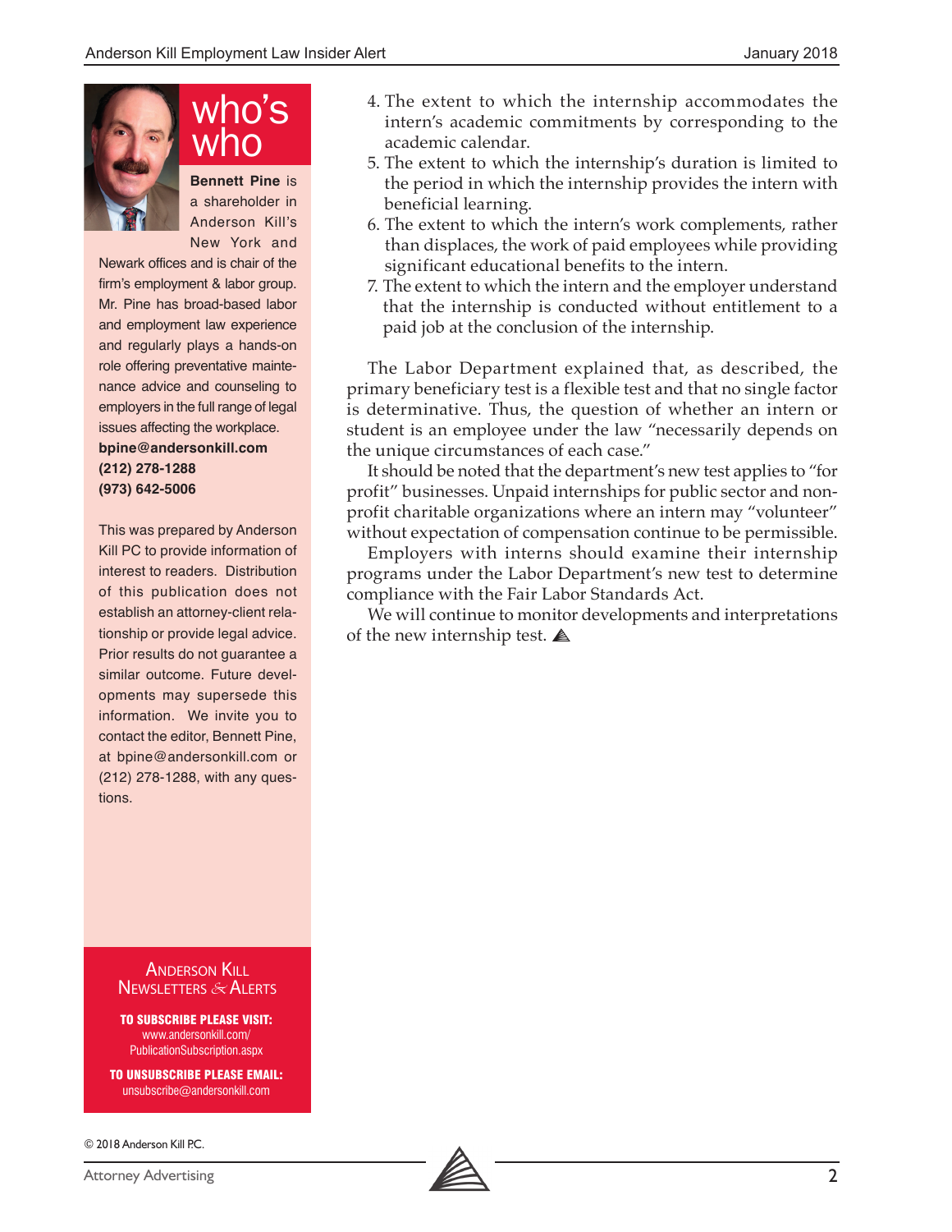4. The extent to which the internship accommodates the intern's academic commitments by corresponding to the academic calendar.
5. The extent to which the internship's duration is limited to the period in which the internship provides the intern with beneficial learning.
6. The extent to which the intern's work complements, rather than displaces, the work of paid employees while providing significant educational benefits to the intern.
7. The extent to which the intern and the employer understand that the internship is conducted without entitlement to a paid job at the conclusion of the internship.

The Labor Department explained that, as described, the primary beneficiary test is a flexible test and that no single factor is determinative. Thus, the question of whether an intern or student is an employee under the law "necessarily depends on the unique circumstances of each case."

It should be noted that the department's new test applies to "for profit" businesses. Unpaid internships for public sector and non-profit charitable organizations where an intern may "volunteer" without expectation of compensation continue to be permissible.

Employers with interns should examine their internship programs under the Labor Department's new test to determine compliance with the Fair Labor Standards Act.

We will continue to monitor developments and interpretations of the new internship test.

## who's who

**Bennett Pine** is a shareholder in Anderson Kill's New York and Newark offices and is chair of the firm's employment & labor group. Mr. Pine has broad-based labor and employment law experience and regularly plays a hands-on role offering preventative maintenance advice and counseling to employers in the full range of legal issues affecting the workplace.

**bpine@andersonkill.com**
**(212) 278-1288**
**(973) 642-5006**

This was prepared by Anderson Kill PC to provide information of interest to readers. Distribution of this publication does not establish an attorney-client relationship or provide legal advice. Prior results do not guarantee a similar outcome. Future developments may supersede this information. We invite you to contact the editor, Bennett Pine, at bpine@andersonkill.com or (212) 278-1288, with any questions.

**Anderson Kill Newsletters & Alerts**

**TO SUBSCRIBE PLEASE VISIT:**
www.andersonkill.com/PublicationSubscription.aspx

**TO UNSUBSCRIBE PLEASE EMAIL:**
unsubscribe@andersonkill.com

© 2018 Anderson Kill P.C.

Attorney Advertising